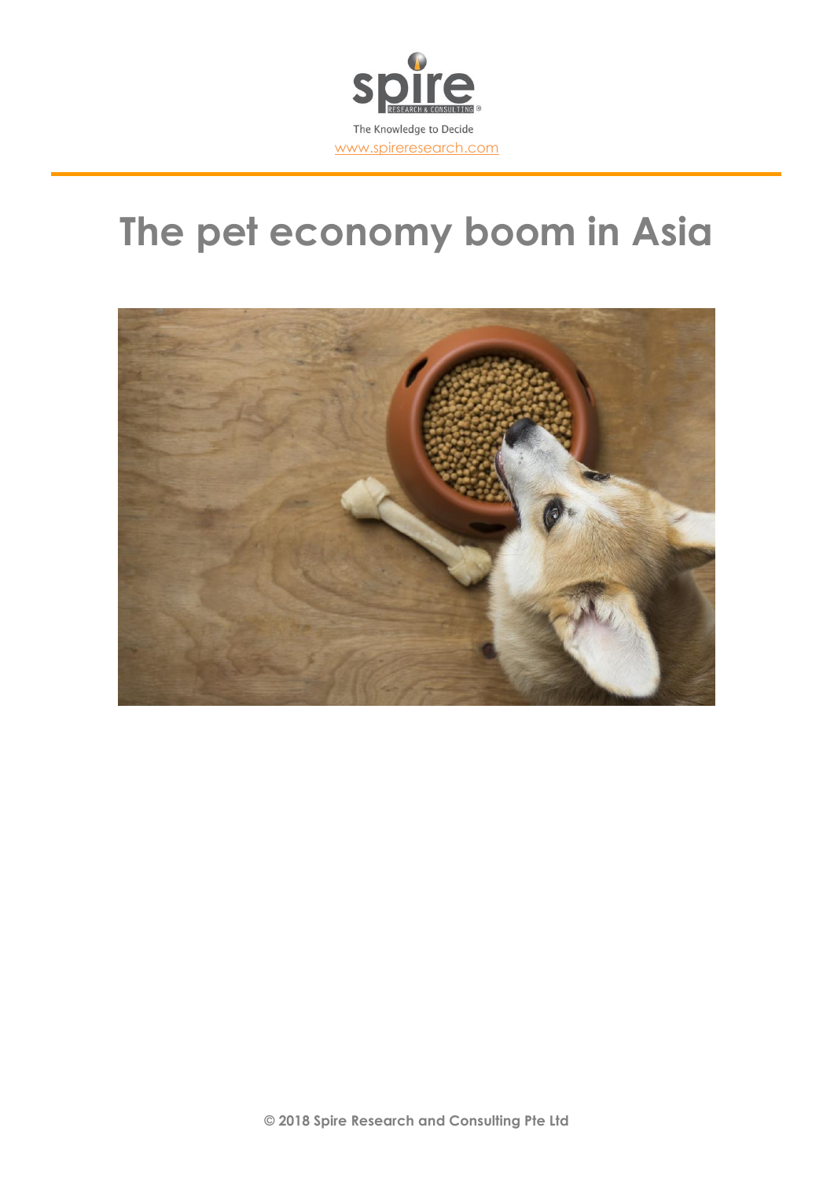spire

RESEARCH & CONSULTING ®

The Knowledge to Decide

www.spireresearch.com

# The pet economy boom in Asia

© 2018 Spire Research and Consulting Pte Ltd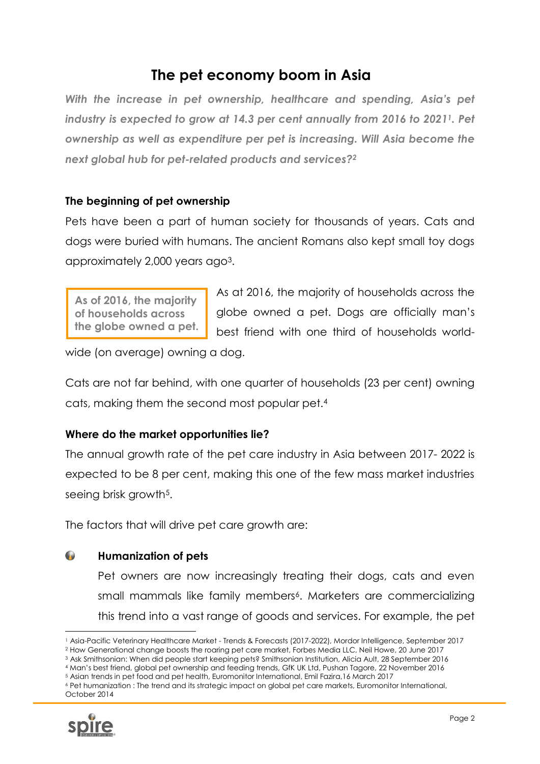# The pet economy boom in Asia

***With the increase in pet ownership, healthcare and spending, Asia's pet industry is expected to grow at 14.3 per cent annually from 2016 to 2021[1]. Pet ownership as well as expenditure per pet is increasing. Will Asia become the next global hub for pet-related products and services?[2]***

### The beginning of pet ownership

Pets have been a part of human society for thousands of years. Cats and dogs were buried with humans. The ancient Romans also kept small toy dogs approximately 2,000 years ago[3].

> **As of 2016, the majority of households across the globe owned a pet.**

As at 2016, the majority of households across the globe owned a pet. Dogs are officially man's best friend with one third of households world-wide (on average) owning a dog.

Cats are not far behind, with one quarter of households (23 per cent) owning cats, making them the second most popular pet.[4]

### Where do the market opportunities lie?

The annual growth rate of the pet care industry in Asia between 2017- 2022 is expected to be 8 per cent, making this one of the few mass market industries seeing brisk growth[5].

The factors that will drive pet care growth are:

- **Humanization of pets**

  Pet owners are now increasingly treating their dogs, cats and even small mammals like family members[6]. Marketers are commercializing this trend into a vast range of goods and services. For example, the pet

---

[1] Asia-Pacific Veterinary Healthcare Market - Trends & Forecasts (2017-2022), Mordor Intelligence, September 2017
[2] How Generational change boosts the roaring pet care market, Forbes Media LLC, Neil Howe, 20 June 2017
[3] Ask Smithsonian: When did people start keeping pets? Smithsonian Institution, Alicia Ault, 28 September 2016
[4] Man's best friend, global pet ownership and feeding trends, GfK UK Ltd, Pushan Tagore, 22 November 2016
[5] Asian trends in pet food and pet health, Euromonitor International, Emil Fazira,16 March 2017
[6] Pet humanization : The trend and its strategic impact on global pet care markets, Euromonitor International, October 2014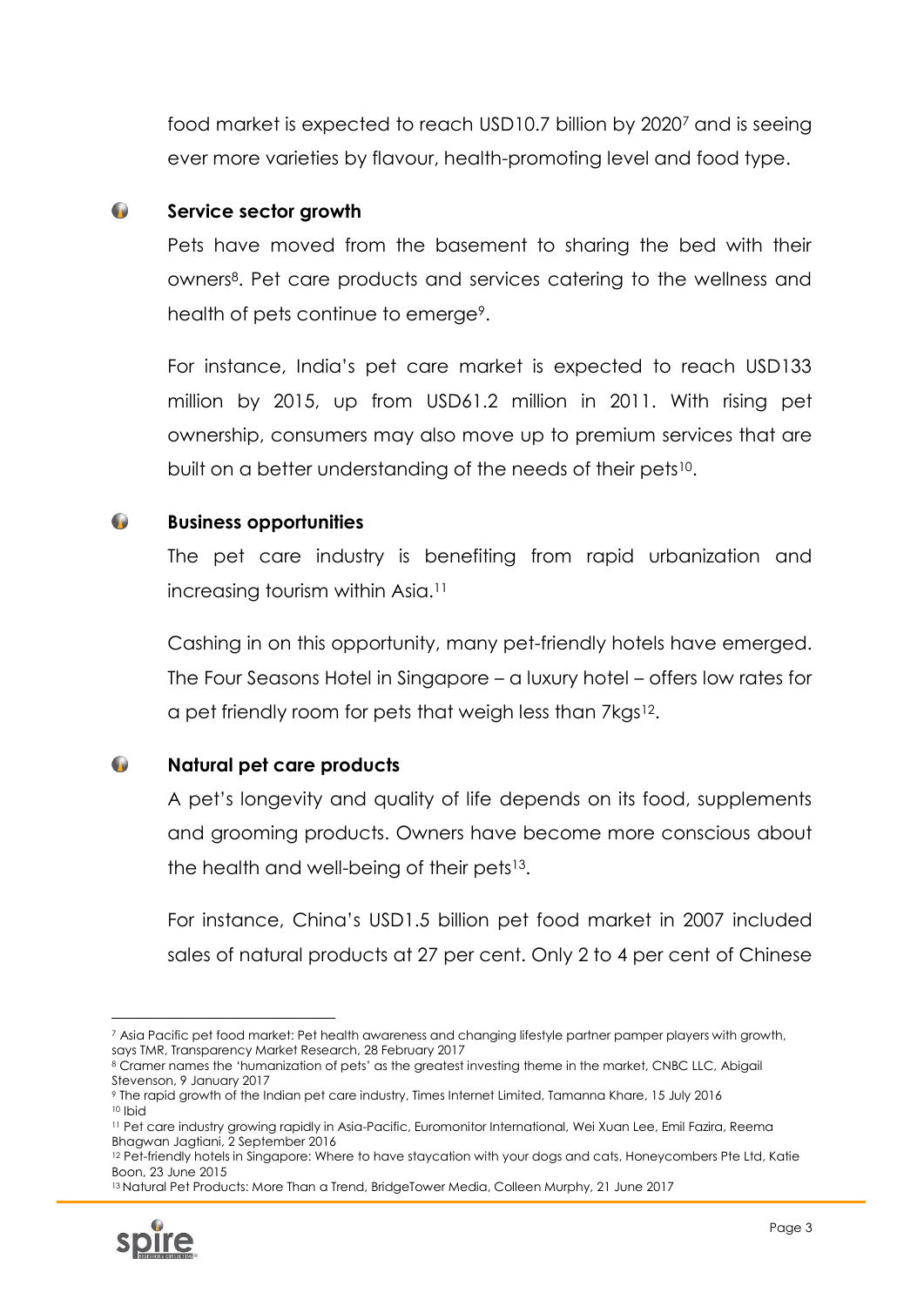food market is expected to reach USD10.7 billion by 2020[7] and is seeing ever more varieties by flavour, health-promoting level and food type.

### Service sector growth

Pets have moved from the basement to sharing the bed with their owners[8]. Pet care products and services catering to the wellness and health of pets continue to emerge[9].

For instance, India's pet care market is expected to reach USD133 million by 2015, up from USD61.2 million in 2011. With rising pet ownership, consumers may also move up to premium services that are built on a better understanding of the needs of their pets[10].

### Business opportunities

The pet care industry is benefiting from rapid urbanization and increasing tourism within Asia.[11]

Cashing in on this opportunity, many pet-friendly hotels have emerged. The Four Seasons Hotel in Singapore – a luxury hotel – offers low rates for a pet friendly room for pets that weigh less than 7kgs[12].

### Natural pet care products

A pet's longevity and quality of life depends on its food, supplements and grooming products. Owners have become more conscious about the health and well-being of their pets[13].

For instance, China's USD1.5 billion pet food market in 2007 included sales of natural products at 27 per cent. Only 2 to 4 per cent of Chinese

---

[7] Asia Pacific pet food market: Pet health awareness and changing lifestyle partner pamper players with growth, says TMR, Transparency Market Research, 28 February 2017

[8] Cramer names the 'humanization of pets' as the greatest investing theme in the market, CNBC LLC, Abigail Stevenson, 9 January 2017

[9] The rapid growth of the Indian pet care industry, Times Internet Limited, Tamanna Khare, 15 July 2016

[10] Ibid

[11] Pet care industry growing rapidly in Asia-Pacific, Euromonitor International, Wei Xuan Lee, Emil Fazira, Reema Bhagwan Jagtiani, 2 September 2016

[12] Pet-friendly hotels in Singapore: Where to have staycation with your dogs and cats, Honeycombers Pte Ltd, Katie Boon, 23 June 2015

[13] Natural Pet Products: More Than a Trend, BridgeTower Media, Colleen Murphy, 21 June 2017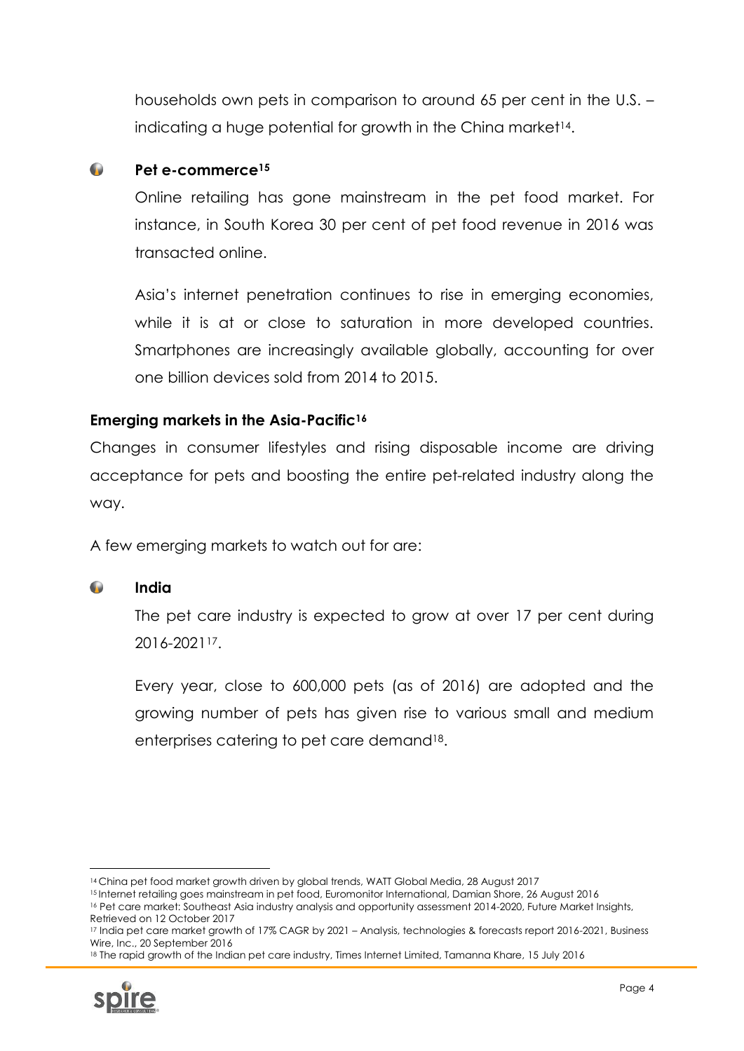households own pets in comparison to around 65 per cent in the U.S. – indicating a huge potential for growth in the China market[14].

- **Pet e-commerce[15]**

  Online retailing has gone mainstream in the pet food market. For instance, in South Korea 30 per cent of pet food revenue in 2016 was transacted online.

  Asia's internet penetration continues to rise in emerging economies, while it is at or close to saturation in more developed countries. Smartphones are increasingly available globally, accounting for over one billion devices sold from 2014 to 2015.

**Emerging markets in the Asia-Pacific[16]**

Changes in consumer lifestyles and rising disposable income are driving acceptance for pets and boosting the entire pet-related industry along the way.

A few emerging markets to watch out for are:

- **India**

  The pet care industry is expected to grow at over 17 per cent during 2016-2021[17].

  Every year, close to 600,000 pets (as of 2016) are adopted and the growing number of pets has given rise to various small and medium enterprises catering to pet care demand[18].

---

[14] China pet food market growth driven by global trends, WATT Global Media, 28 August 2017

[15] Internet retailing goes mainstream in pet food, Euromonitor International, Damian Shore, 26 August 2016

[16] Pet care market: Southeast Asia industry analysis and opportunity assessment 2014-2020, Future Market Insights, Retrieved on 12 October 2017

[17] India pet care market growth of 17% CAGR by 2021 – Analysis, technologies & forecasts report 2016-2021, Business Wire, Inc., 20 September 2016

[18] The rapid growth of the Indian pet care industry, Times Internet Limited, Tamanna Khare, 15 July 2016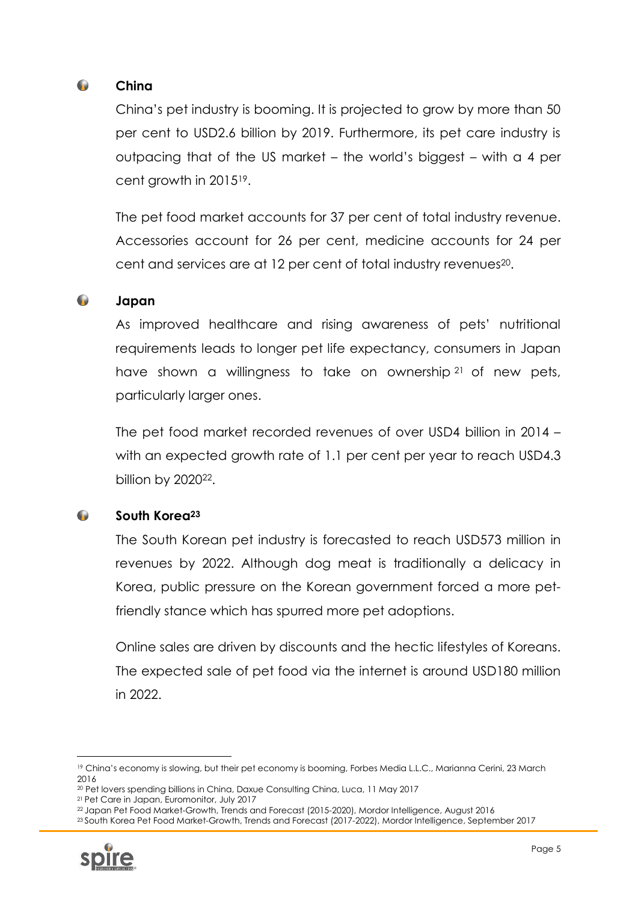### China

China's pet industry is booming. It is projected to grow by more than 50 per cent to USD2.6 billion by 2019. Furthermore, its pet care industry is outpacing that of the US market – the world's biggest – with a 4 per cent growth in 2015[19].

The pet food market accounts for 37 per cent of total industry revenue. Accessories account for 26 per cent, medicine accounts for 24 per cent and services are at 12 per cent of total industry revenues[20].

### Japan

As improved healthcare and rising awareness of pets' nutritional requirements leads to longer pet life expectancy, consumers in Japan have shown a willingness to take on ownership[21] of new pets, particularly larger ones.

The pet food market recorded revenues of over USD4 billion in 2014 – with an expected growth rate of 1.1 per cent per year to reach USD4.3 billion by 2020[22].

### South Korea[23]

The South Korean pet industry is forecasted to reach USD573 million in revenues by 2022. Although dog meat is traditionally a delicacy in Korea, public pressure on the Korean government forced a more pet-friendly stance which has spurred more pet adoptions.

Online sales are driven by discounts and the hectic lifestyles of Koreans. The expected sale of pet food via the internet is around USD180 million in 2022.

---

[19] China's economy is slowing, but their pet economy is booming, Forbes Media L.L.C., Marianna Cerini, 23 March 2016

[20] Pet lovers spending billions in China, Daxue Consulting China, Luca, 11 May 2017

[21] Pet Care in Japan, Euromonitor, July 2017

[22] Japan Pet Food Market-Growth, Trends and Forecast (2015-2020), Mordor Intelligence, August 2016

[23] South Korea Pet Food Market-Growth, Trends and Forecast (2017-2022), Mordor Intelligence, September 2017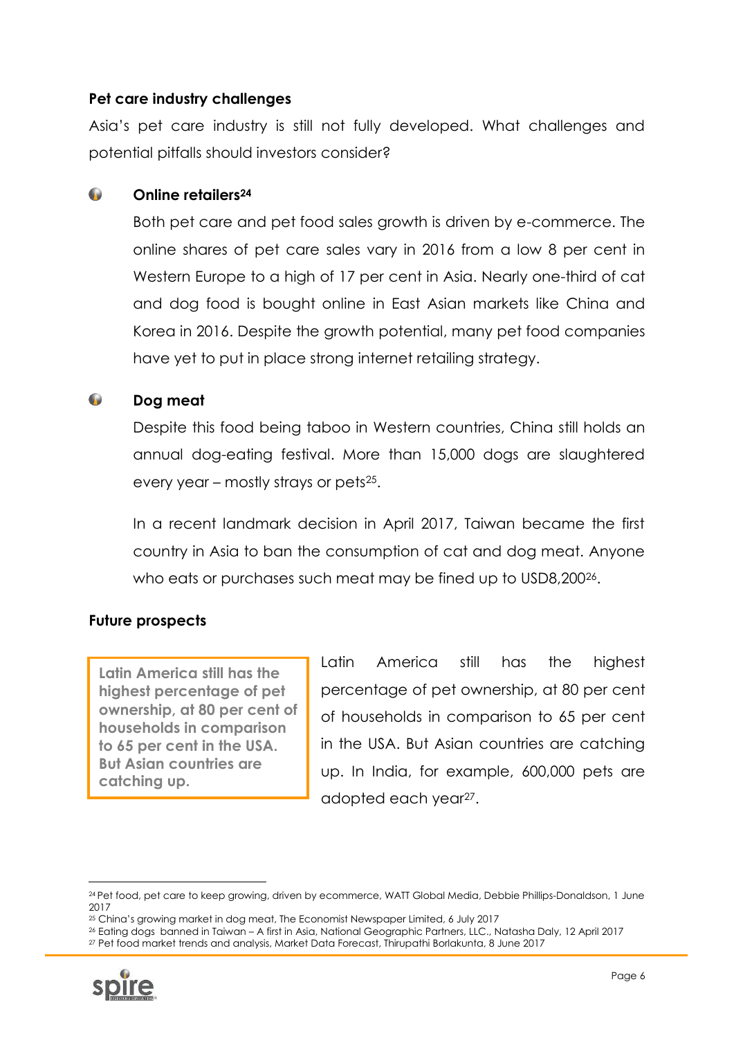**Pet care industry challenges**

Asia's pet care industry is still not fully developed. What challenges and potential pitfalls should investors consider?

- **Online retailers[24]**

  Both pet care and pet food sales growth is driven by e-commerce. The online shares of pet care sales vary in 2016 from a low 8 per cent in Western Europe to a high of 17 per cent in Asia. Nearly one-third of cat and dog food is bought online in East Asian markets like China and Korea in 2016. Despite the growth potential, many pet food companies have yet to put in place strong internet retailing strategy.

- **Dog meat**

  Despite this food being taboo in Western countries, China still holds an annual dog-eating festival. More than 15,000 dogs are slaughtered every year – mostly strays or pets[25].

  In a recent landmark decision in April 2017, Taiwan became the first country in Asia to ban the consumption of cat and dog meat. Anyone who eats or purchases such meat may be fined up to USD8,200[26].

**Future prospects**

> **Latin America still has the highest percentage of pet ownership, at 80 per cent of households in comparison to 65 per cent in the USA. But Asian countries are catching up.**

Latin America still has the highest percentage of pet ownership, at 80 per cent of households in comparison to 65 per cent in the USA. But Asian countries are catching up. In India, for example, 600,000 pets are adopted each year[27].

---

[24] Pet food, pet care to keep growing, driven by ecommerce, WATT Global Media, Debbie Phillips-Donaldson, 1 June 2017

[25] China's growing market in dog meat, The Economist Newspaper Limited, 6 July 2017

[26] Eating dogs banned in Taiwan – A first in Asia, National Geographic Partners, LLC., Natasha Daly, 12 April 2017

[27] Pet food market trends and analysis, Market Data Forecast, Thirupathi Borlakunta, 8 June 2017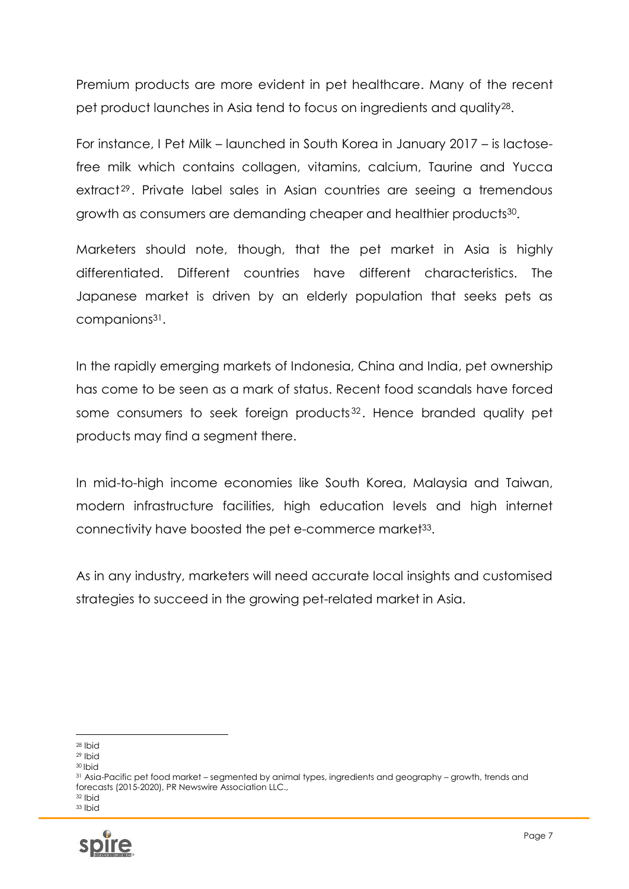Premium products are more evident in pet healthcare. Many of the recent pet product launches in Asia tend to focus on ingredients and quality[28].

For instance, I Pet Milk – launched in South Korea in January 2017 – is lactose-free milk which contains collagen, vitamins, calcium, Taurine and Yucca extract[29]. Private label sales in Asian countries are seeing a tremendous growth as consumers are demanding cheaper and healthier products[30].

Marketers should note, though, that the pet market in Asia is highly differentiated. Different countries have different characteristics. The Japanese market is driven by an elderly population that seeks pets as companions[31].

In the rapidly emerging markets of Indonesia, China and India, pet ownership has come to be seen as a mark of status. Recent food scandals have forced some consumers to seek foreign products[32]. Hence branded quality pet products may find a segment there.

In mid-to-high income economies like South Korea, Malaysia and Taiwan, modern infrastructure facilities, high education levels and high internet connectivity have boosted the pet e-commerce market[33].

As in any industry, marketers will need accurate local insights and customised strategies to succeed in the growing pet-related market in Asia.

---

[28] Ibid
[29] Ibid
[30] Ibid
[31] Asia-Pacific pet food market – segmented by animal types, ingredients and geography – growth, trends and forecasts (2015-2020), PR Newswire Association LLC.,
[32] Ibid
[33] Ibid